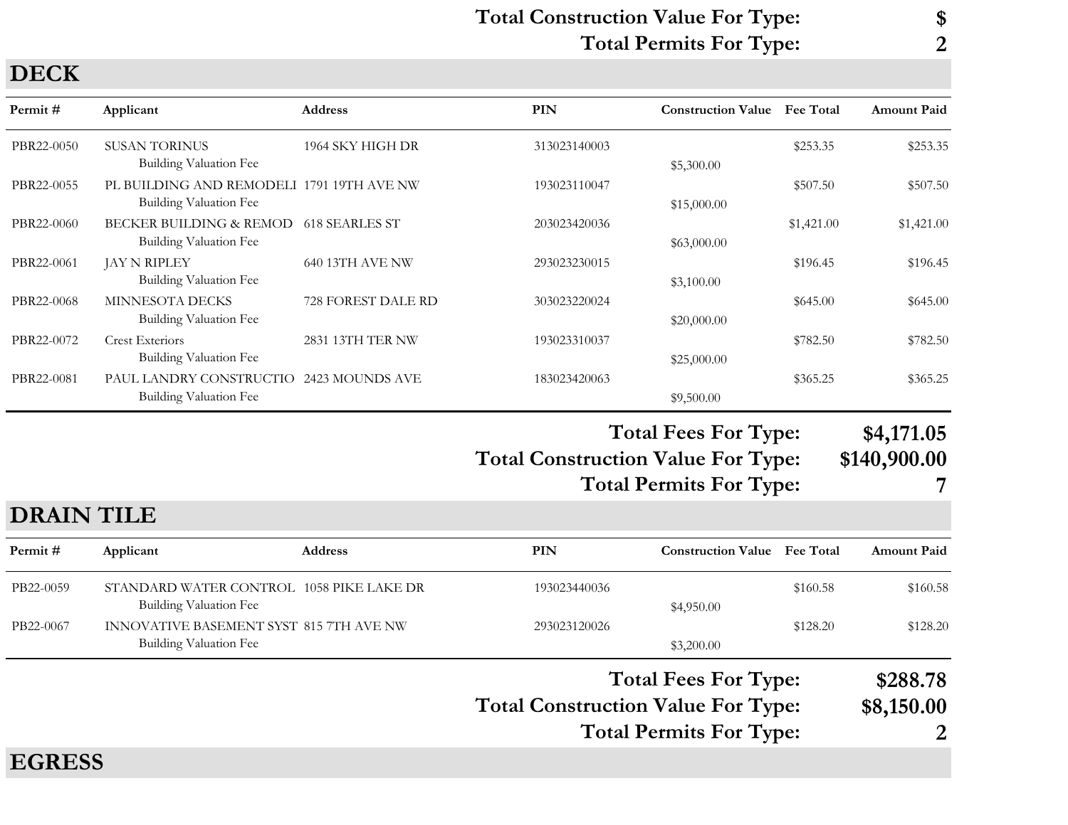**Total Construction Value For Type:** **$**

**Total Permits For Type:** **2**

## DECK

| Permit # | Applicant | Address | PIN | Construction Value | Fee Total | Amount Paid |
|---|---|---|---|---|---|---|
| PBR22-0050 | SUSAN TORINUS | 1964 SKY HIGH DR | 313023140003 | | $253.35 | $253.35 |
| | Building Valuation Fee | | | $5,300.00 | | |
| PBR22-0055 | PL BUILDING AND REMODELI | 1791 19TH AVE NW | 193023110047 | | $507.50 | $507.50 |
| | Building Valuation Fee | | | $15,000.00 | | |
| PBR22-0060 | BECKER BUILDING & REMOD | 618 SEARLES ST | 203023420036 | | $1,421.00 | $1,421.00 |
| | Building Valuation Fee | | | $63,000.00 | | |
| PBR22-0061 | JAY N RIPLEY | 640 13TH AVE NW | 293023230015 | | $196.45 | $196.45 |
| | Building Valuation Fee | | | $3,100.00 | | |
| PBR22-0068 | MINNESOTA DECKS | 728 FOREST DALE RD | 303023220024 | | $645.00 | $645.00 |
| | Building Valuation Fee | | | $20,000.00 | | |
| PBR22-0072 | Crest Exteriors | 2831 13TH TER NW | 193023310037 | | $782.50 | $782.50 |
| | Building Valuation Fee | | | $25,000.00 | | |
| PBR22-0081 | PAUL LANDRY CONSTRUCTIO | 2423 MOUNDS AVE | 183023420063 | | $365.25 | $365.25 |
| | Building Valuation Fee | | | $9,500.00 | | |

**Total Fees For Type:** **$4,171.05**

**Total Construction Value For Type:** **$140,900.00**

**Total Permits For Type:** **7**

## DRAIN TILE

| Permit # | Applicant | Address | PIN | Construction Value | Fee Total | Amount Paid |
|---|---|---|---|---|---|---|
| PB22-0059 | STANDARD WATER CONTROL | 1058 PIKE LAKE DR | 193023440036 | | $160.58 | $160.58 |
| | Building Valuation Fee | | | $4,950.00 | | |
| PB22-0067 | INNOVATIVE BASEMENT SYST | 815 7TH AVE NW | 293023120026 | | $128.20 | $128.20 |
| | Building Valuation Fee | | | $3,200.00 | | |

**Total Fees For Type:** **$288.78**

**Total Construction Value For Type:** **$8,150.00**

**Total Permits For Type:** **2**

## EGRESS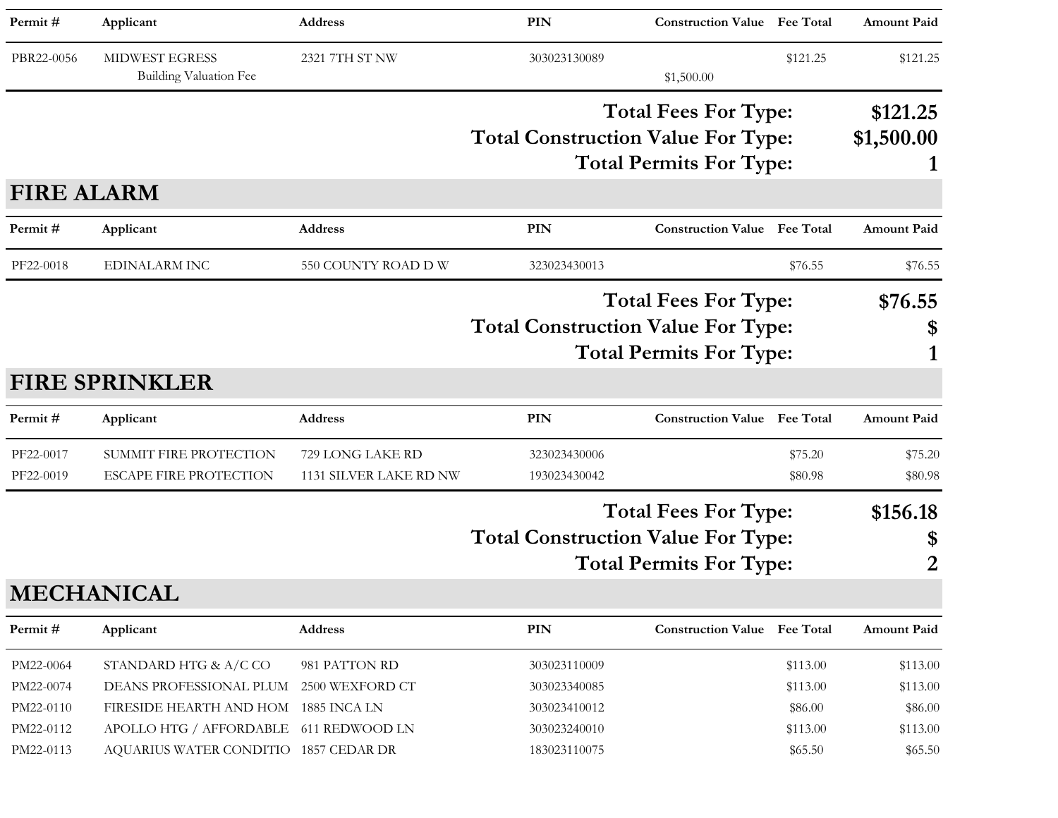| Permit # | Applicant | Address | PIN | Construction Value | Fee Total | Amount Paid |
|---|---|---|---|---|---|---|
| PBR22-0056 | MIDWEST EGRESS | 2321 7TH ST NW | 303023130089 | | $121.25 | $121.25 |
| | Building Valuation Fee | | | $1,500.00 | | |

**Total Fees For Type: $121.25**

**Total Construction Value For Type: $1,500.00**

**Total Permits For Type: 1**

## FIRE ALARM

| Permit # | Applicant | Address | PIN | Construction Value | Fee Total | Amount Paid |
|---|---|---|---|---|---|---|
| PF22-0018 | EDINALARM INC | 550 COUNTY ROAD D W | 323023430013 | | $76.55 | $76.55 |

**Total Fees For Type: $76.55**

**Total Construction Value For Type: $**

**Total Permits For Type: 1**

## FIRE SPRINKLER

| Permit # | Applicant | Address | PIN | Construction Value | Fee Total | Amount Paid |
|---|---|---|---|---|---|---|
| PF22-0017 | SUMMIT FIRE PROTECTION | 729 LONG LAKE RD | 323023430006 | | $75.20 | $75.20 |
| PF22-0019 | ESCAPE FIRE PROTECTION | 1131 SILVER LAKE RD NW | 193023430042 | | $80.98 | $80.98 |

**Total Fees For Type: $156.18**

**Total Construction Value For Type: $**

**Total Permits For Type: 2**

## MECHANICAL

| Permit # | Applicant | Address | PIN | Construction Value | Fee Total | Amount Paid |
|---|---|---|---|---|---|---|
| PM22-0064 | STANDARD HTG & A/C CO | 981 PATTON RD | 303023110009 | | $113.00 | $113.00 |
| PM22-0074 | DEANS PROFESSIONAL PLUM | 2500 WEXFORD CT | 303023340085 | | $113.00 | $113.00 |
| PM22-0110 | FIRESIDE HEARTH AND HOM | 1885 INCA LN | 303023410012 | | $86.00 | $86.00 |
| PM22-0112 | APOLLO HTG / AFFORDABLE | 611 REDWOOD LN | 303023240010 | | $113.00 | $113.00 |
| PM22-0113 | AQUARIUS WATER CONDITIO | 1857 CEDAR DR | 183023110075 | | $65.50 | $65.50 |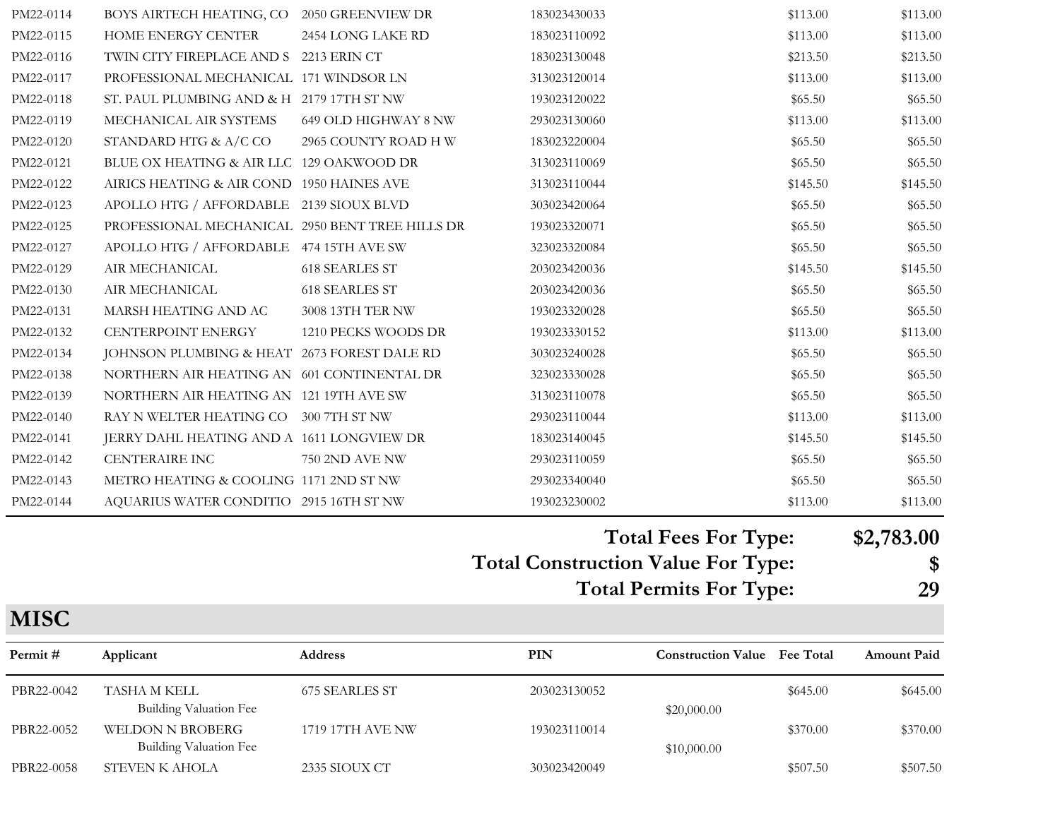| | | | | | | |
|---|---|---|---|---|---|---|
| PM22-0114 | BOYS AIRTECH HEATING, CO | 2050 GREENVIEW DR | 183023430033 | | $113.00 | $113.00 |
| PM22-0115 | HOME ENERGY CENTER | 2454 LONG LAKE RD | 183023110092 | | $113.00 | $113.00 |
| PM22-0116 | TWIN CITY FIREPLACE AND S | 2213 ERIN CT | 183023130048 | | $213.50 | $213.50 |
| PM22-0117 | PROFESSIONAL MECHANICAL | 171 WINDSOR LN | 313023120014 | | $113.00 | $113.00 |
| PM22-0118 | ST. PAUL PLUMBING AND & H | 2179 17TH ST NW | 193023120022 | | $65.50 | $65.50 |
| PM22-0119 | MECHANICAL AIR SYSTEMS | 649 OLD HIGHWAY 8 NW | 293023130060 | | $113.00 | $113.00 |
| PM22-0120 | STANDARD HTG & A/C CO | 2965 COUNTY ROAD H W | 183023220004 | | $65.50 | $65.50 |
| PM22-0121 | BLUE OX HEATING & AIR LLC | 129 OAKWOOD DR | 313023110069 | | $65.50 | $65.50 |
| PM22-0122 | AIRICS HEATING & AIR COND | 1950 HAINES AVE | 313023110044 | | $145.50 | $145.50 |
| PM22-0123 | APOLLO HTG / AFFORDABLE | 2139 SIOUX BLVD | 303023420064 | | $65.50 | $65.50 |
| PM22-0125 | PROFESSIONAL MECHANICAL | 2950 BENT TREE HILLS DR | 193023320071 | | $65.50 | $65.50 |
| PM22-0127 | APOLLO HTG / AFFORDABLE | 474 15TH AVE SW | 323023320084 | | $65.50 | $65.50 |
| PM22-0129 | AIR MECHANICAL | 618 SEARLES ST | 203023420036 | | $145.50 | $145.50 |
| PM22-0130 | AIR MECHANICAL | 618 SEARLES ST | 203023420036 | | $65.50 | $65.50 |
| PM22-0131 | MARSH HEATING AND AC | 3008 13TH TER NW | 193023320028 | | $65.50 | $65.50 |
| PM22-0132 | CENTERPOINT ENERGY | 1210 PECKS WOODS DR | 193023330152 | | $113.00 | $113.00 |
| PM22-0134 | JOHNSON PLUMBING & HEAT | 2673 FOREST DALE RD | 303023240028 | | $65.50 | $65.50 |
| PM22-0138 | NORTHERN AIR HEATING AN | 601 CONTINENTAL DR | 323023330028 | | $65.50 | $65.50 |
| PM22-0139 | NORTHERN AIR HEATING AN | 121 19TH AVE SW | 313023110078 | | $65.50 | $65.50 |
| PM22-0140 | RAY N WELTER HEATING CO | 300 7TH ST NW | 293023110044 | | $113.00 | $113.00 |
| PM22-0141 | JERRY DAHL HEATING AND A | 1611 LONGVIEW DR | 183023140045 | | $145.50 | $145.50 |
| PM22-0142 | CENTERAIRE INC | 750 2ND AVE NW | 293023110059 | | $65.50 | $65.50 |
| PM22-0143 | METRO HEATING & COOLING | 1171 2ND ST NW | 293023340040 | | $65.50 | $65.50 |
| PM22-0144 | AQUARIUS WATER CONDITIO | 2915 16TH ST NW | 193023230002 | | $113.00 | $113.00 |

**Total Fees For Type: $2,783.00**

**Total Construction Value For Type: $**

**Total Permits For Type: 29**

## MISC

| Permit # | Applicant | Address | PIN | Construction Value | Fee Total | Amount Paid |
|---|---|---|---|---|---|---|
| PBR22-0042 | TASHA M KELL | 675 SEARLES ST | 203023130052 | | $645.00 | $645.00 |
| | Building Valuation Fee | | | $20,000.00 | | |
| PBR22-0052 | WELDON N BROBERG | 1719 17TH AVE NW | 193023110014 | | $370.00 | $370.00 |
| | Building Valuation Fee | | | $10,000.00 | | |
| PBR22-0058 | STEVEN K AHOLA | 2335 SIOUX CT | 303023420049 | | $507.50 | $507.50 |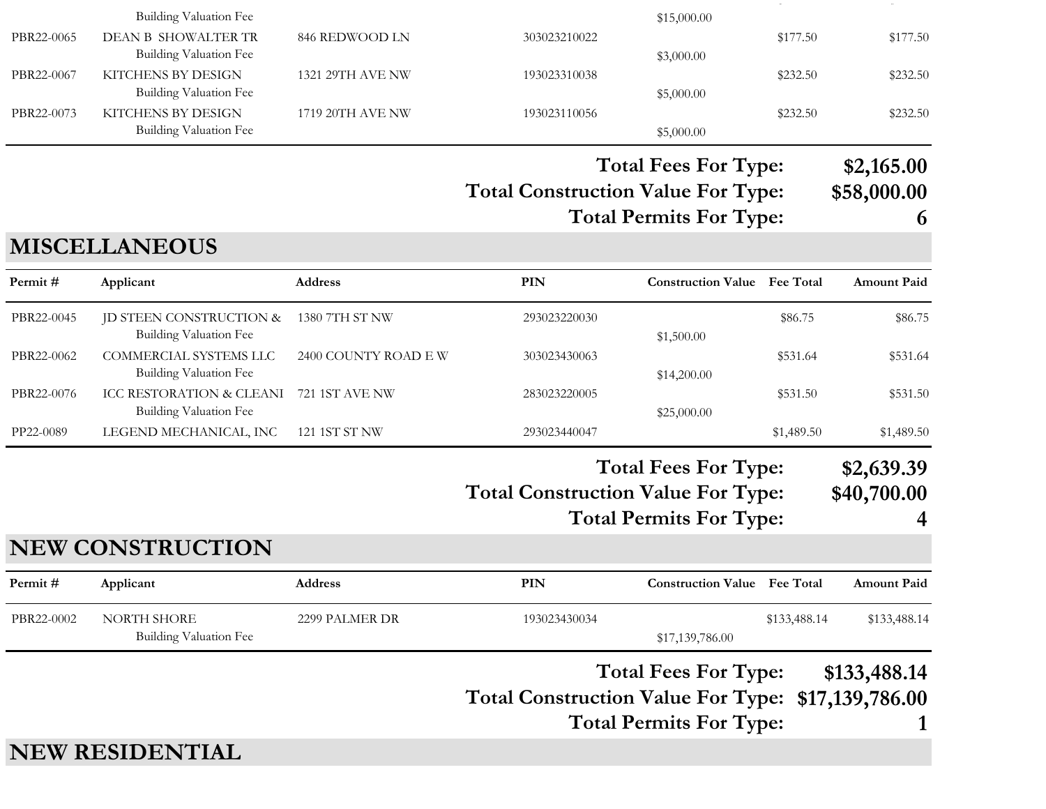| Permit # | Applicant | Address | PIN | Construction Value | Fee Total | Amount Paid |
|---|---|---|---|---|---|---|
| | Building Valuation Fee | | | $15,000.00 | | |
| PBR22-0065 | DEAN B SHOWALTER TR | 846 REDWOOD LN | 303023210022 | | $177.50 | $177.50 |
| | Building Valuation Fee | | | $3,000.00 | | |
| PBR22-0067 | KITCHENS BY DESIGN | 1321 29TH AVE NW | 193023310038 | | $232.50 | $232.50 |
| | Building Valuation Fee | | | $5,000.00 | | |
| PBR22-0073 | KITCHENS BY DESIGN | 1719 20TH AVE NW | 193023110056 | | $232.50 | $232.50 |
| | Building Valuation Fee | | | $5,000.00 | | |

**Total Fees For Type: $2,165.00**
**Total Construction Value For Type: $58,000.00**
**Total Permits For Type: 6**

## MISCELLANEOUS

| Permit # | Applicant | Address | PIN | Construction Value | Fee Total | Amount Paid |
|---|---|---|---|---|---|---|
| PBR22-0045 | JD STEEN CONSTRUCTION & | 1380 7TH ST NW | 293023220030 | | $86.75 | $86.75 |
| | Building Valuation Fee | | | $1,500.00 | | |
| PBR22-0062 | COMMERCIAL SYSTEMS LLC | 2400 COUNTY ROAD E W | 303023430063 | | $531.64 | $531.64 |
| | Building Valuation Fee | | | $14,200.00 | | |
| PBR22-0076 | ICC RESTORATION & CLEANI | 721 1ST AVE NW | 283023220005 | | $531.50 | $531.50 |
| | Building Valuation Fee | | | $25,000.00 | | |
| PP22-0089 | LEGEND MECHANICAL, INC | 121 1ST ST NW | 293023440047 | | $1,489.50 | $1,489.50 |

**Total Fees For Type: $2,639.39**
**Total Construction Value For Type: $40,700.00**
**Total Permits For Type: 4**

## NEW CONSTRUCTION

| Permit # | Applicant | Address | PIN | Construction Value | Fee Total | Amount Paid |
|---|---|---|---|---|---|---|
| PBR22-0002 | NORTH SHORE | 2299 PALMER DR | 193023430034 | | $133,488.14 | $133,488.14 |
| | Building Valuation Fee | | | $17,139,786.00 | | |

**Total Fees For Type: $133,488.14**
**Total Construction Value For Type: $17,139,786.00**
**Total Permits For Type: 1**

## NEW RESIDENTIAL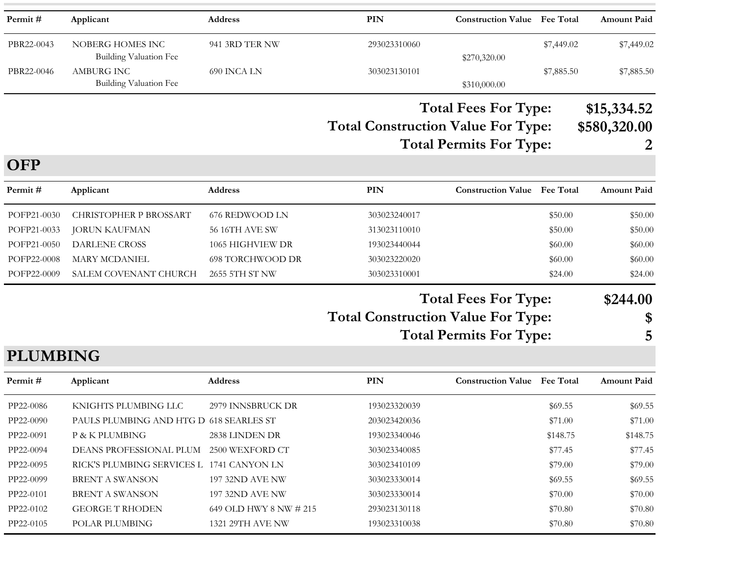| Permit # | Applicant | Address | PIN | Construction Value | Fee Total | Amount Paid |
|---|---|---|---|---|---|---|
| PBR22-0043 | NOBERG HOMES INC | 941 3RD TER NW | 293023310060 | | $7,449.02 | $7,449.02 |
| | Building Valuation Fee | | | $270,320.00 | | |
| PBR22-0046 | AMBURG INC | 690 INCA LN | 303023130101 | | $7,885.50 | $7,885.50 |
| | Building Valuation Fee | | | $310,000.00 | | |

**Total Fees For Type:** **$15,334.52**

**Total Construction Value For Type:** **$580,320.00**

**Total Permits For Type:** **2**

## OFP

| Permit # | Applicant | Address | PIN | Construction Value | Fee Total | Amount Paid |
|---|---|---|---|---|---|---|
| POFP21-0030 | CHRISTOPHER P BROSSART | 676 REDWOOD LN | 303023240017 | | $50.00 | $50.00 |
| POFP21-0033 | JORUN KAUFMAN | 56 16TH AVE SW | 313023110010 | | $50.00 | $50.00 |
| POFP21-0050 | DARLENE CROSS | 1065 HIGHVIEW DR | 193023440044 | | $60.00 | $60.00 |
| POFP22-0008 | MARY MCDANIEL | 698 TORCHWOOD DR | 303023220020 | | $60.00 | $60.00 |
| POFP22-0009 | SALEM COVENANT CHURCH | 2655 5TH ST NW | 303023310001 | | $24.00 | $24.00 |

**Total Fees For Type:** **$244.00**

**Total Construction Value For Type:** **$**

**Total Permits For Type:** **5**

## PLUMBING

| Permit # | Applicant | Address | PIN | Construction Value | Fee Total | Amount Paid |
|---|---|---|---|---|---|---|
| PP22-0086 | KNIGHTS PLUMBING LLC | 2979 INNSBRUCK DR | 193023320039 | | $69.55 | $69.55 |
| PP22-0090 | PAULS PLUMBING AND HTG D | 618 SEARLES ST | 203023420036 | | $71.00 | $71.00 |
| PP22-0091 | P & K PLUMBING | 2838 LINDEN DR | 193023340046 | | $148.75 | $148.75 |
| PP22-0094 | DEANS PROFESSIONAL PLUM | 2500 WEXFORD CT | 303023340085 | | $77.45 | $77.45 |
| PP22-0095 | RICK'S PLUMBING SERVICES L | 1741 CANYON LN | 303023410109 | | $79.00 | $79.00 |
| PP22-0099 | BRENT A SWANSON | 197 32ND AVE NW | 303023330014 | | $69.55 | $69.55 |
| PP22-0101 | BRENT A SWANSON | 197 32ND AVE NW | 303023330014 | | $70.00 | $70.00 |
| PP22-0102 | GEORGE T RHODEN | 649 OLD HWY 8 NW # 215 | 293023130118 | | $70.80 | $70.80 |
| PP22-0105 | POLAR PLUMBING | 1321 29TH AVE NW | 193023310038 | | $70.80 | $70.80 |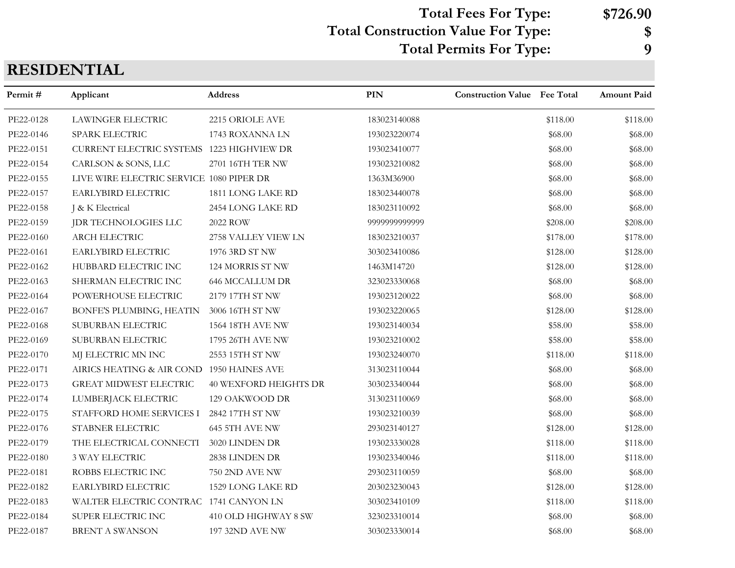**Total Fees For Type: $726.90**

**Total Construction Value For Type: $**

**Total Permits For Type: 9**

## RESIDENTIAL

| Permit # | Applicant | Address | PIN | Construction Value | Fee Total | Amount Paid |
|---|---|---|---|---|---|---|
| PE22-0128 | LAWINGER ELECTRIC | 2215 ORIOLE AVE | 183023140088 | | $118.00 | $118.00 |
| PE22-0146 | SPARK ELECTRIC | 1743 ROXANNA LN | 193023220074 | | $68.00 | $68.00 |
| PE22-0151 | CURRENT ELECTRIC SYSTEMS | 1223 HIGHVIEW DR | 193023410077 | | $68.00 | $68.00 |
| PE22-0154 | CARLSON & SONS, LLC | 2701 16TH TER NW | 193023210082 | | $68.00 | $68.00 |
| PE22-0155 | LIVE WIRE ELECTRIC SERVICE | 1080 PIPER DR | 1363M36900 | | $68.00 | $68.00 |
| PE22-0157 | EARLYBIRD ELECTRIC | 1811 LONG LAKE RD | 183023440078 | | $68.00 | $68.00 |
| PE22-0158 | J & K Electrical | 2454 LONG LAKE RD | 183023110092 | | $68.00 | $68.00 |
| PE22-0159 | JDR TECHNOLOGIES LLC | 2022 ROW | 9999999999999 | | $208.00 | $208.00 |
| PE22-0160 | ARCH ELECTRIC | 2758 VALLEY VIEW LN | 183023210037 | | $178.00 | $178.00 |
| PE22-0161 | EARLYBIRD ELECTRIC | 1976 3RD ST NW | 303023410086 | | $128.00 | $128.00 |
| PE22-0162 | HUBBARD ELECTRIC INC | 124 MORRIS ST NW | 1463M14720 | | $128.00 | $128.00 |
| PE22-0163 | SHERMAN ELECTRIC INC | 646 MCCALLUM DR | 323023330068 | | $68.00 | $68.00 |
| PE22-0164 | POWERHOUSE ELECTRIC | 2179 17TH ST NW | 193023120022 | | $68.00 | $68.00 |
| PE22-0167 | BONFE'S PLUMBING, HEATIN | 3006 16TH ST NW | 193023220065 | | $128.00 | $128.00 |
| PE22-0168 | SUBURBAN ELECTRIC | 1564 18TH AVE NW | 193023140034 | | $58.00 | $58.00 |
| PE22-0169 | SUBURBAN ELECTRIC | 1795 26TH AVE NW | 193023210002 | | $58.00 | $58.00 |
| PE22-0170 | MJ ELECTRIC MN INC | 2553 15TH ST NW | 193023240070 | | $118.00 | $118.00 |
| PE22-0171 | AIRICS HEATING & AIR COND | 1950 HAINES AVE | 313023110044 | | $68.00 | $68.00 |
| PE22-0173 | GREAT MIDWEST ELECTRIC | 40 WEXFORD HEIGHTS DR | 303023340044 | | $68.00 | $68.00 |
| PE22-0174 | LUMBERJACK ELECTRIC | 129 OAKWOOD DR | 313023110069 | | $68.00 | $68.00 |
| PE22-0175 | STAFFORD HOME SERVICES I | 2842 17TH ST NW | 193023210039 | | $68.00 | $68.00 |
| PE22-0176 | STABNER ELECTRIC | 645 5TH AVE NW | 293023140127 | | $128.00 | $128.00 |
| PE22-0179 | THE ELECTRICAL CONNECTI | 3020 LINDEN DR | 193023330028 | | $118.00 | $118.00 |
| PE22-0180 | 3 WAY ELECTRIC | 2838 LINDEN DR | 193023340046 | | $118.00 | $118.00 |
| PE22-0181 | ROBBS ELECTRIC INC | 750 2ND AVE NW | 293023110059 | | $68.00 | $68.00 |
| PE22-0182 | EARLYBIRD ELECTRIC | 1529 LONG LAKE RD | 203023230043 | | $128.00 | $128.00 |
| PE22-0183 | WALTER ELECTRIC CONTRAC | 1741 CANYON LN | 303023410109 | | $118.00 | $118.00 |
| PE22-0184 | SUPER ELECTRIC INC | 410 OLD HIGHWAY 8 SW | 323023310014 | | $68.00 | $68.00 |
| PE22-0187 | BRENT A SWANSON | 197 32ND AVE NW | 303023330014 | | $68.00 | $68.00 |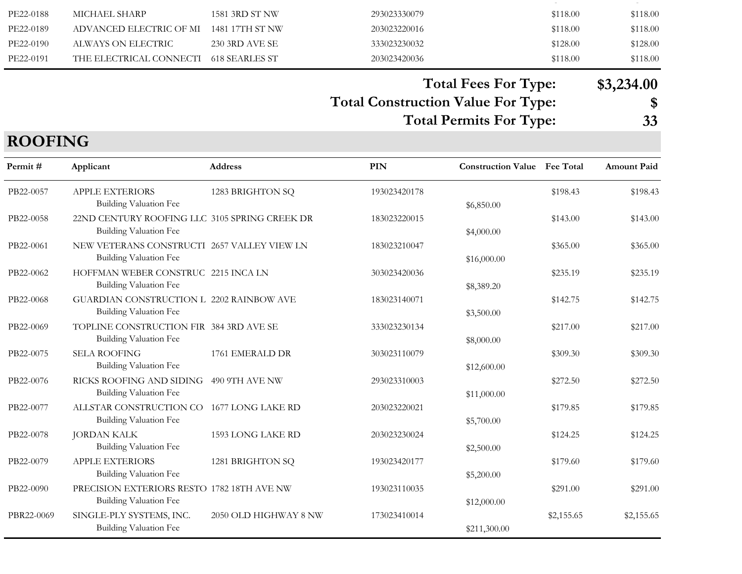| | | | | | | |
|---|---|---|---|---|---|---|
| PE22-0188 | MICHAEL SHARP | 1581 3RD ST NW | 293023330079 | | $118.00 | $118.00 |
| PE22-0189 | ADVANCED ELECTRIC OF MI | 1481 17TH ST NW | 203023220016 | | $118.00 | $118.00 |
| PE22-0190 | ALWAYS ON ELECTRIC | 230 3RD AVE SE | 333023230032 | | $128.00 | $128.00 |
| PE22-0191 | THE ELECTRICAL CONNECTI | 618 SEARLES ST | 203023420036 | | $118.00 | $118.00 |

**Total Fees For Type: $3,234.00**

**Total Construction Value For Type: $**

**Total Permits For Type: 33**

## ROOFING

| Permit # | Applicant | Address | PIN | Construction Value | Fee Total | Amount Paid |
|---|---|---|---|---|---|---|
| PB22-0057 | APPLE EXTERIORS<br>Building Valuation Fee | 1283 BRIGHTON SQ | 193023420178 | $6,850.00 | $198.43 | $198.43 |
| PB22-0058 | 22ND CENTURY ROOFING LLC<br>Building Valuation Fee | 3105 SPRING CREEK DR | 183023220015 | $4,000.00 | $143.00 | $143.00 |
| PB22-0061 | NEW VETERANS CONSTRUCTI<br>Building Valuation Fee | 2657 VALLEY VIEW LN | 183023210047 | $16,000.00 | $365.00 | $365.00 |
| PB22-0062 | HOFFMAN WEBER CONSTRUC<br>Building Valuation Fee | 2215 INCA LN | 303023420036 | $8,389.20 | $235.19 | $235.19 |
| PB22-0068 | GUARDIAN CONSTRUCTION L<br>Building Valuation Fee | 2202 RAINBOW AVE | 183023140071 | $3,500.00 | $142.75 | $142.75 |
| PB22-0069 | TOPLINE CONSTRUCTION FIR<br>Building Valuation Fee | 384 3RD AVE SE | 333023230134 | $8,000.00 | $217.00 | $217.00 |
| PB22-0075 | SELA ROOFING<br>Building Valuation Fee | 1761 EMERALD DR | 303023110079 | $12,600.00 | $309.30 | $309.30 |
| PB22-0076 | RICKS ROOFING AND SIDING<br>Building Valuation Fee | 490 9TH AVE NW | 293023310003 | $11,000.00 | $272.50 | $272.50 |
| PB22-0077 | ALLSTAR CONSTRUCTION CO<br>Building Valuation Fee | 1677 LONG LAKE RD | 203023220021 | $5,700.00 | $179.85 | $179.85 |
| PB22-0078 | JORDAN KALK<br>Building Valuation Fee | 1593 LONG LAKE RD | 203023230024 | $2,500.00 | $124.25 | $124.25 |
| PB22-0079 | APPLE EXTERIORS<br>Building Valuation Fee | 1281 BRIGHTON SQ | 193023420177 | $5,200.00 | $179.60 | $179.60 |
| PB22-0090 | PRECISION EXTERIORS RESTO<br>Building Valuation Fee | 1782 18TH AVE NW | 193023110035 | $12,000.00 | $291.00 | $291.00 |
| PBR22-0069 | SINGLE-PLY SYSTEMS, INC.<br>Building Valuation Fee | 2050 OLD HIGHWAY 8 NW | 173023410014 | $211,300.00 | $2,155.65 | $2,155.65 |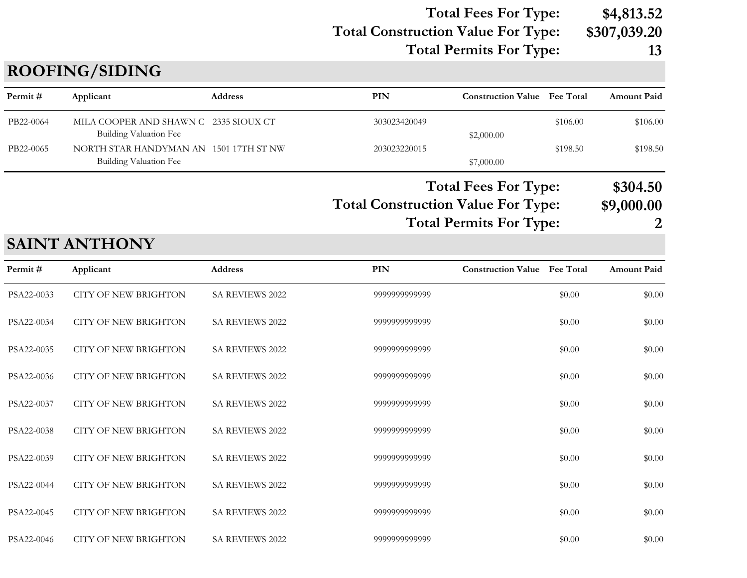**Total Fees For Type: $4,813.52**
**Total Construction Value For Type: $307,039.20**
**Total Permits For Type: 13**

## ROOFING/SIDING

| Permit # | Applicant | Address | PIN | Construction Value | Fee Total | Amount Paid |
|---|---|---|---|---|---|---|
| PB22-0064 | MILA COOPER AND SHAWN C | 2335 SIOUX CT | 303023420049 | | $106.00 | $106.00 |
| | Building Valuation Fee | | | $2,000.00 | | |
| PB22-0065 | NORTH STAR HANDYMAN AN | 1501 17TH ST NW | 203023220015 | | $198.50 | $198.50 |
| | Building Valuation Fee | | | $7,000.00 | | |

**Total Fees For Type: $304.50**
**Total Construction Value For Type: $9,000.00**
**Total Permits For Type: 2**

## SAINT ANTHONY

| Permit # | Applicant | Address | PIN | Construction Value | Fee Total | Amount Paid |
|---|---|---|---|---|---|---|
| PSA22-0033 | CITY OF NEW BRIGHTON | SA REVIEWS 2022 | 9999999999999 | | $0.00 | $0.00 |
| PSA22-0034 | CITY OF NEW BRIGHTON | SA REVIEWS 2022 | 9999999999999 | | $0.00 | $0.00 |
| PSA22-0035 | CITY OF NEW BRIGHTON | SA REVIEWS 2022 | 9999999999999 | | $0.00 | $0.00 |
| PSA22-0036 | CITY OF NEW BRIGHTON | SA REVIEWS 2022 | 9999999999999 | | $0.00 | $0.00 |
| PSA22-0037 | CITY OF NEW BRIGHTON | SA REVIEWS 2022 | 9999999999999 | | $0.00 | $0.00 |
| PSA22-0038 | CITY OF NEW BRIGHTON | SA REVIEWS 2022 | 9999999999999 | | $0.00 | $0.00 |
| PSA22-0039 | CITY OF NEW BRIGHTON | SA REVIEWS 2022 | 9999999999999 | | $0.00 | $0.00 |
| PSA22-0044 | CITY OF NEW BRIGHTON | SA REVIEWS 2022 | 9999999999999 | | $0.00 | $0.00 |
| PSA22-0045 | CITY OF NEW BRIGHTON | SA REVIEWS 2022 | 9999999999999 | | $0.00 | $0.00 |
| PSA22-0046 | CITY OF NEW BRIGHTON | SA REVIEWS 2022 | 9999999999999 | | $0.00 | $0.00 |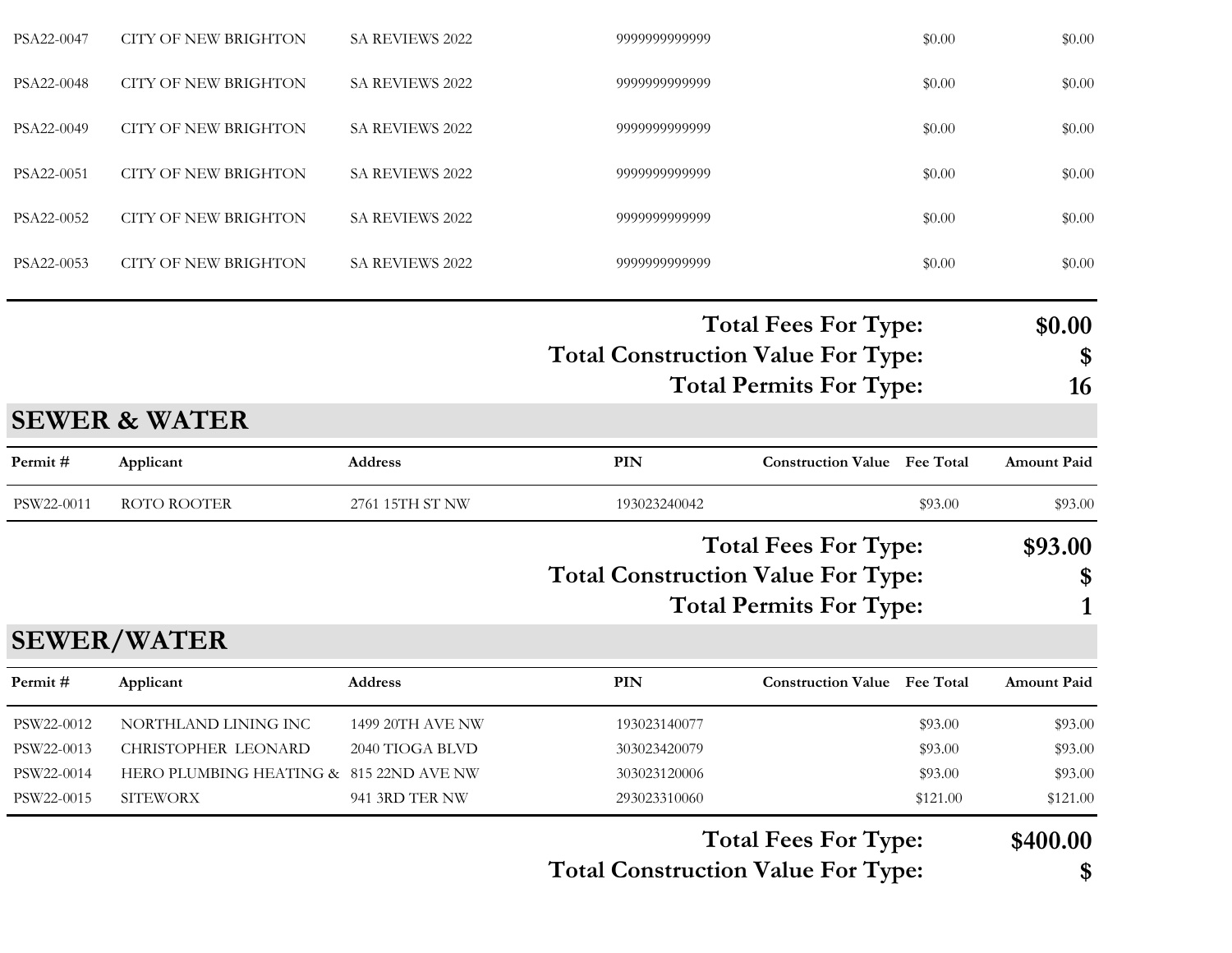| PSA22-0047 | CITY OF NEW BRIGHTON | SA REVIEWS 2022 | 9999999999999 | | $0.00 | $0.00 |
|---|---|---|---|---|---|---|
| PSA22-0048 | CITY OF NEW BRIGHTON | SA REVIEWS 2022 | 9999999999999 | | $0.00 | $0.00 |
| PSA22-0049 | CITY OF NEW BRIGHTON | SA REVIEWS 2022 | 9999999999999 | | $0.00 | $0.00 |
| PSA22-0051 | CITY OF NEW BRIGHTON | SA REVIEWS 2022 | 9999999999999 | | $0.00 | $0.00 |
| PSA22-0052 | CITY OF NEW BRIGHTON | SA REVIEWS 2022 | 9999999999999 | | $0.00 | $0.00 |
| PSA22-0053 | CITY OF NEW BRIGHTON | SA REVIEWS 2022 | 9999999999999 | | $0.00 | $0.00 |

**Total Fees For Type: $0.00**

**Total Construction Value For Type: $**

**Total Permits For Type: 16**

## SEWER & WATER

| Permit # | Applicant | Address | PIN | Construction Value | Fee Total | Amount Paid |
|---|---|---|---|---|---|---|
| PSW22-0011 | ROTO ROOTER | 2761 15TH ST NW | 193023240042 | | $93.00 | $93.00 |

**Total Fees For Type: $93.00**

**Total Construction Value For Type: $**

**Total Permits For Type: 1**

## SEWER/WATER

| Permit # | Applicant | Address | PIN | Construction Value | Fee Total | Amount Paid |
|---|---|---|---|---|---|---|
| PSW22-0012 | NORTHLAND LINING INC | 1499 20TH AVE NW | 193023140077 | | $93.00 | $93.00 |
| PSW22-0013 | CHRISTOPHER LEONARD | 2040 TIOGA BLVD | 303023420079 | | $93.00 | $93.00 |
| PSW22-0014 | HERO PLUMBING HEATING & | 815 22ND AVE NW | 303023120006 | | $93.00 | $93.00 |
| PSW22-0015 | SITEWORX | 941 3RD TER NW | 293023310060 | | $121.00 | $121.00 |

**Total Fees For Type: $400.00**

**Total Construction Value For Type: $**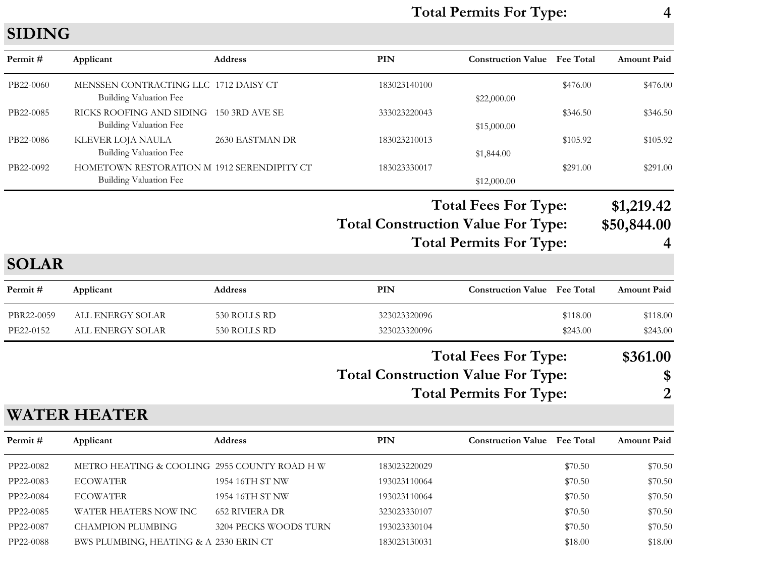**Total Permits For Type: 4**

## SIDING

| Permit # | Applicant | Address | PIN | Construction Value | Fee Total | Amount Paid |
|---|---|---|---|---|---|---|
| PB22-0060 | MENSSEN CONTRACTING LLC | 1712 DAISY CT | 183023140100 | | $476.00 | $476.00 |
| | Building Valuation Fee | | | $22,000.00 | | |
| PB22-0085 | RICKS ROOFING AND SIDING | 150 3RD AVE SE | 333023220043 | | $346.50 | $346.50 |
| | Building Valuation Fee | | | $15,000.00 | | |
| PB22-0086 | KLEVER LOJA NAULA | 2630 EASTMAN DR | 183023210013 | | $105.92 | $105.92 |
| | Building Valuation Fee | | | $1,844.00 | | |
| PB22-0092 | HOMETOWN RESTORATION M | 1912 SERENDIPITY CT | 183023330017 | | $291.00 | $291.00 |
| | Building Valuation Fee | | | $12,000.00 | | |

**Total Fees For Type: $1,219.42**

**Total Construction Value For Type: $50,844.00**

**Total Permits For Type: 4**

## SOLAR

| Permit # | Applicant | Address | PIN | Construction Value | Fee Total | Amount Paid |
|---|---|---|---|---|---|---|
| PBR22-0059 | ALL ENERGY SOLAR | 530 ROLLS RD | 323023320096 | | $118.00 | $118.00 |
| PE22-0152 | ALL ENERGY SOLAR | 530 ROLLS RD | 323023320096 | | $243.00 | $243.00 |

**Total Fees For Type: $361.00**

**Total Construction Value For Type: $**

**Total Permits For Type: 2**

## WATER HEATER

| Permit # | Applicant | Address | PIN | Construction Value | Fee Total | Amount Paid |
|---|---|---|---|---|---|---|
| PP22-0082 | METRO HEATING & COOLING | 2955 COUNTY ROAD H W | 183023220029 | | $70.50 | $70.50 |
| PP22-0083 | ECOWATER | 1954 16TH ST NW | 193023110064 | | $70.50 | $70.50 |
| PP22-0084 | ECOWATER | 1954 16TH ST NW | 193023110064 | | $70.50 | $70.50 |
| PP22-0085 | WATER HEATERS NOW INC | 652 RIVIERA DR | 323023330107 | | $70.50 | $70.50 |
| PP22-0087 | CHAMPION PLUMBING | 3204 PECKS WOODS TURN | 193023330104 | | $70.50 | $70.50 |
| PP22-0088 | BWS PLUMBING, HEATING & A | 2330 ERIN CT | 183023130031 | | $18.00 | $18.00 |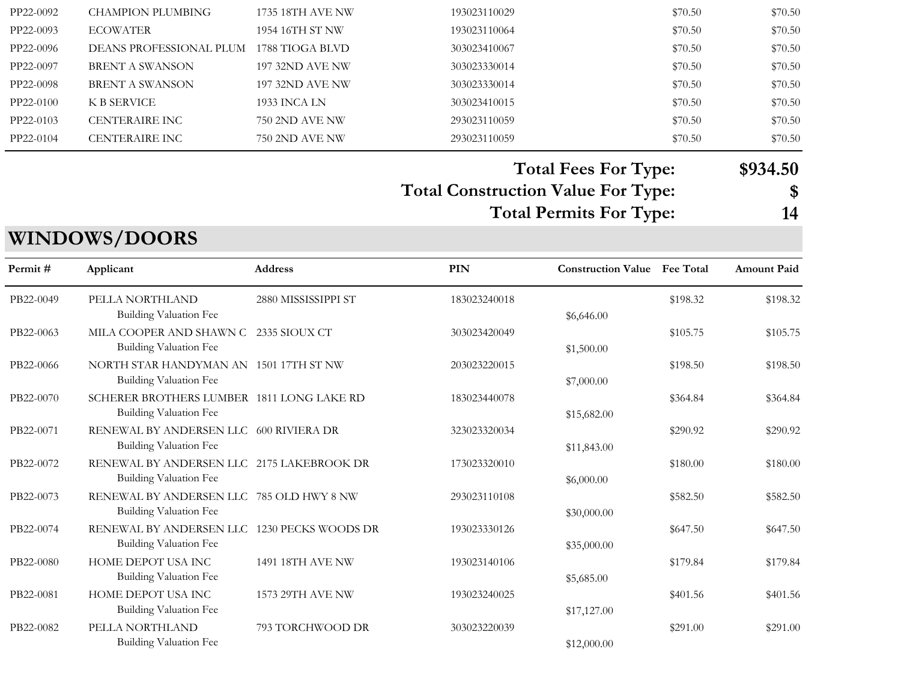| Permit # | Applicant | Address | PIN | Construction Value | Fee Total | Amount Paid |
|---|---|---|---|---|---|---|
| PP22-0092 | CHAMPION PLUMBING | 1735 18TH AVE NW | 193023110029 | | $70.50 | $70.50 |
| PP22-0093 | ECOWATER | 1954 16TH ST NW | 193023110064 | | $70.50 | $70.50 |
| PP22-0096 | DEANS PROFESSIONAL PLUM | 1788 TIOGA BLVD | 303023410067 | | $70.50 | $70.50 |
| PP22-0097 | BRENT A SWANSON | 197 32ND AVE NW | 303023330014 | | $70.50 | $70.50 |
| PP22-0098 | BRENT A SWANSON | 197 32ND AVE NW | 303023330014 | | $70.50 | $70.50 |
| PP22-0100 | K B SERVICE | 1933 INCA LN | 303023410015 | | $70.50 | $70.50 |
| PP22-0103 | CENTERAIRE INC | 750 2ND AVE NW | 293023110059 | | $70.50 | $70.50 |
| PP22-0104 | CENTERAIRE INC | 750 2ND AVE NW | 293023110059 | | $70.50 | $70.50 |

**Total Fees For Type:** **$934.50**

**Total Construction Value For Type:** **$**

**Total Permits For Type:** **14**

## WINDOWS/DOORS

| Permit # | Applicant | Address | PIN | Construction Value | Fee Total | Amount Paid |
|---|---|---|---|---|---|---|
| PB22-0049 | PELLA NORTHLAND | 2880 MISSISSIPPI ST | 183023240018 | | $198.32 | $198.32 |
| | Building Valuation Fee | | | $6,646.00 | | |
| PB22-0063 | MILA COOPER AND SHAWN C | 2335 SIOUX CT | 303023420049 | | $105.75 | $105.75 |
| | Building Valuation Fee | | | $1,500.00 | | |
| PB22-0066 | NORTH STAR HANDYMAN AN | 1501 17TH ST NW | 203023220015 | | $198.50 | $198.50 |
| | Building Valuation Fee | | | $7,000.00 | | |
| PB22-0070 | SCHERER BROTHERS LUMBER | 1811 LONG LAKE RD | 183023440078 | | $364.84 | $364.84 |
| | Building Valuation Fee | | | $15,682.00 | | |
| PB22-0071 | RENEWAL BY ANDERSEN LLC | 600 RIVIERA DR | 323023320034 | | $290.92 | $290.92 |
| | Building Valuation Fee | | | $11,843.00 | | |
| PB22-0072 | RENEWAL BY ANDERSEN LLC | 2175 LAKEBROOK DR | 173023320010 | | $180.00 | $180.00 |
| | Building Valuation Fee | | | $6,000.00 | | |
| PB22-0073 | RENEWAL BY ANDERSEN LLC | 785 OLD HWY 8 NW | 293023110108 | | $582.50 | $582.50 |
| | Building Valuation Fee | | | $30,000.00 | | |
| PB22-0074 | RENEWAL BY ANDERSEN LLC | 1230 PECKS WOODS DR | 193023330126 | | $647.50 | $647.50 |
| | Building Valuation Fee | | | $35,000.00 | | |
| PB22-0080 | HOME DEPOT USA INC | 1491 18TH AVE NW | 193023140106 | | $179.84 | $179.84 |
| | Building Valuation Fee | | | $5,685.00 | | |
| PB22-0081 | HOME DEPOT USA INC | 1573 29TH AVE NW | 193023240025 | | $401.56 | $401.56 |
| | Building Valuation Fee | | | $17,127.00 | | |
| PB22-0082 | PELLA NORTHLAND | 793 TORCHWOOD DR | 303023220039 | | $291.00 | $291.00 |
| | Building Valuation Fee | | | $12,000.00 | | |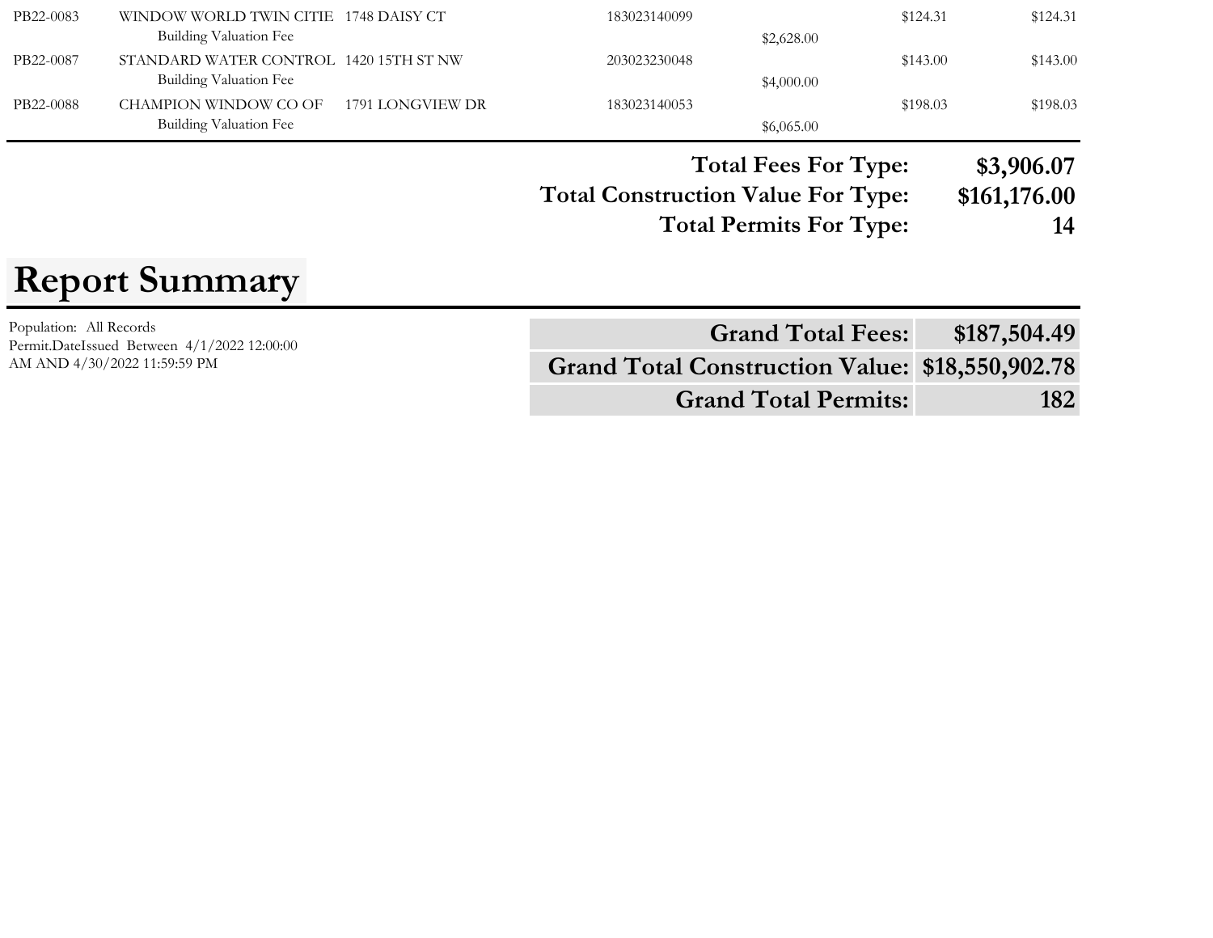| | | | | | | |
|---|---|---|---|---|---|---|
| PB22-0083 | WINDOW WORLD TWIN CITIE | 1748 DAISY CT | 183023140099 | | $124.31 | $124.31 |
| | Building Valuation Fee | | | $2,628.00 | | |
| PB22-0087 | STANDARD WATER CONTROL | 1420 15TH ST NW | 203023230048 | | $143.00 | $143.00 |
| | Building Valuation Fee | | | $4,000.00 | | |
| PB22-0088 | CHAMPION WINDOW CO OF | 1791 LONGVIEW DR | 183023140053 | | $198.03 | $198.03 |
| | Building Valuation Fee | | | $6,065.00 | | |

**Total Fees For Type: $3,906.07**

**Total Construction Value For Type: $161,176.00**

**Total Permits For Type: 14**

# Report Summary

Population: All Records
Permit.DateIssued Between 4/1/2022 12:00:00 AM AND 4/30/2022 11:59:59 PM

| | |
|---|---|
| **Grand Total Fees:** | **$187,504.49** |
| **Grand Total Construction Value:** | **$18,550,902.78** |
| **Grand Total Permits:** | **182** |